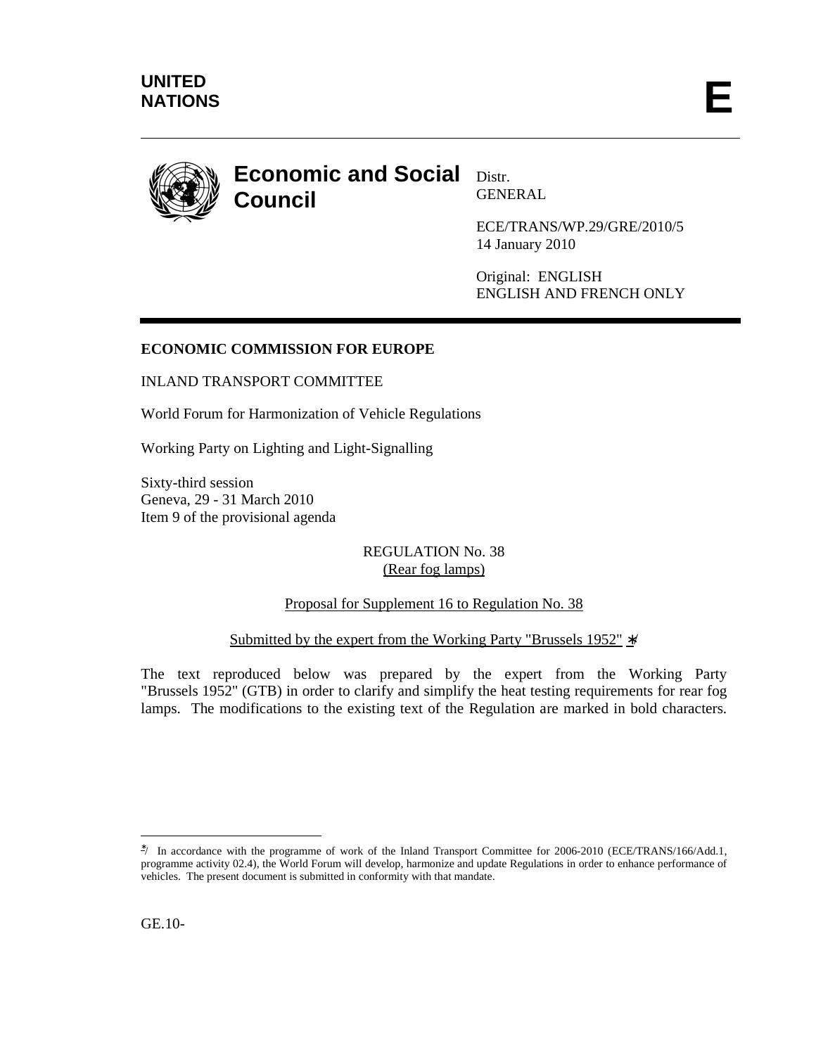**UNITED NATIONS**

**E**

# Economic and Social Council

Distr.
GENERAL

ECE/TRANS/WP.29/GRE/2010/5
14 January 2010

Original: ENGLISH
ENGLISH AND FRENCH ONLY

**ECONOMIC COMMISSION FOR EUROPE**

INLAND TRANSPORT COMMITTEE

World Forum for Harmonization of Vehicle Regulations

Working Party on Lighting and Light-Signalling

Sixty-third session
Geneva, 29 - 31 March 2010
Item 9 of the provisional agenda

REGULATION No. 38
(Rear fog lamps)

Proposal for Supplement 16 to Regulation No. 38

Submitted by the expert from the Working Party "Brussels 1952" */

The text reproduced below was prepared by the expert from the Working Party "Brussels 1952" (GTB) in order to clarify and simplify the heat testing requirements for rear fog lamps. The modifications to the existing text of the Regulation are marked in bold characters.

---

*/ In accordance with the programme of work of the Inland Transport Committee for 2006-2010 (ECE/TRANS/166/Add.1, programme activity 02.4), the World Forum will develop, harmonize and update Regulations in order to enhance performance of vehicles. The present document is submitted in conformity with that mandate.

GE.10-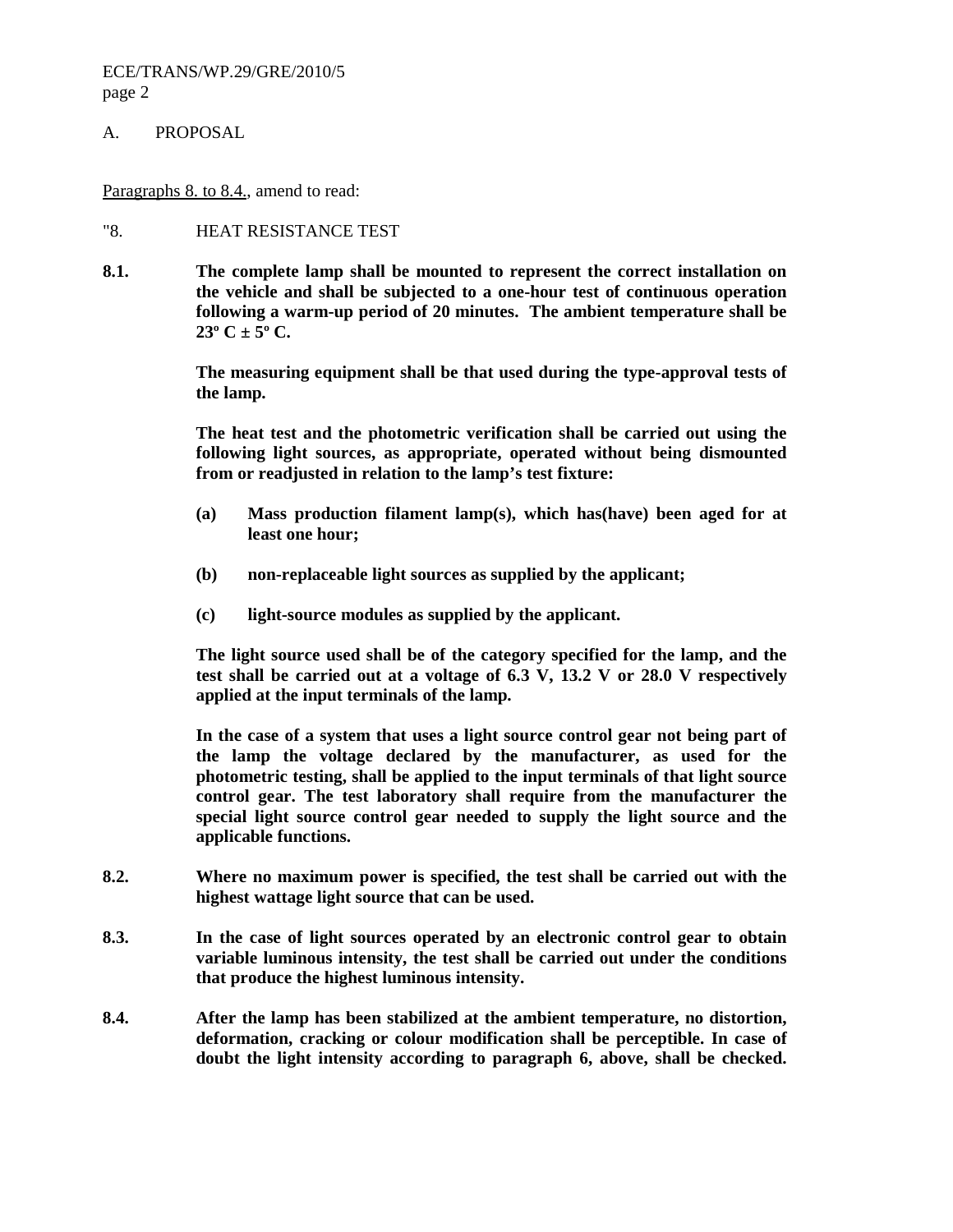A. PROPOSAL

Paragraphs 8. to 8.4., amend to read:

"8. HEAT RESISTANCE TEST

**8.1. The complete lamp shall be mounted to represent the correct installation on the vehicle and shall be subjected to a one-hour test of continuous operation following a warm-up period of 20 minutes. The ambient temperature shall be 23º C ± 5º C.**

**The measuring equipment shall be that used during the type-approval tests of the lamp.**

**The heat test and the photometric verification shall be carried out using the following light sources, as appropriate, operated without being dismounted from or readjusted in relation to the lamp's test fixture:**

**(a) Mass production filament lamp(s), which has(have) been aged for at least one hour;**

**(b) non-replaceable light sources as supplied by the applicant;**

**(c) light-source modules as supplied by the applicant.**

**The light source used shall be of the category specified for the lamp, and the test shall be carried out at a voltage of 6.3 V, 13.2 V or 28.0 V respectively applied at the input terminals of the lamp.**

**In the case of a system that uses a light source control gear not being part of the lamp the voltage declared by the manufacturer, as used for the photometric testing, shall be applied to the input terminals of that light source control gear. The test laboratory shall require from the manufacturer the special light source control gear needed to supply the light source and the applicable functions.**

**8.2. Where no maximum power is specified, the test shall be carried out with the highest wattage light source that can be used.**

**8.3. In the case of light sources operated by an electronic control gear to obtain variable luminous intensity, the test shall be carried out under the conditions that produce the highest luminous intensity.**

**8.4. After the lamp has been stabilized at the ambient temperature, no distortion, deformation, cracking or colour modification shall be perceptible. In case of doubt the light intensity according to paragraph 6, above, shall be checked.**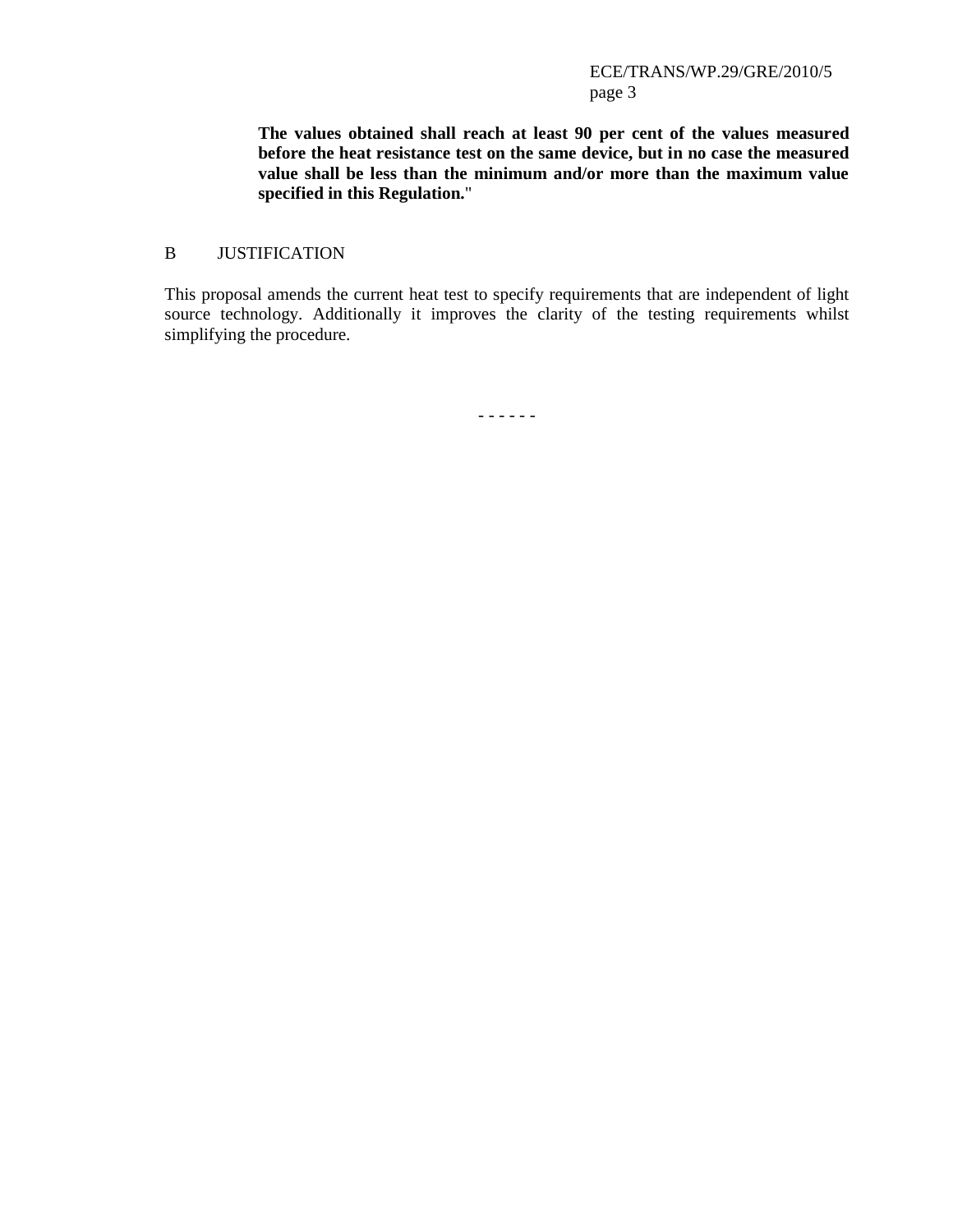**The values obtained shall reach at least 90 per cent of the values measured before the heat resistance test on the same device, but in no case the measured value shall be less than the minimum and/or more than the maximum value specified in this Regulation.**"

## B JUSTIFICATION

This proposal amends the current heat test to specify requirements that are independent of light source technology. Additionally it improves the clarity of the testing requirements whilst simplifying the procedure.

- - - - - -